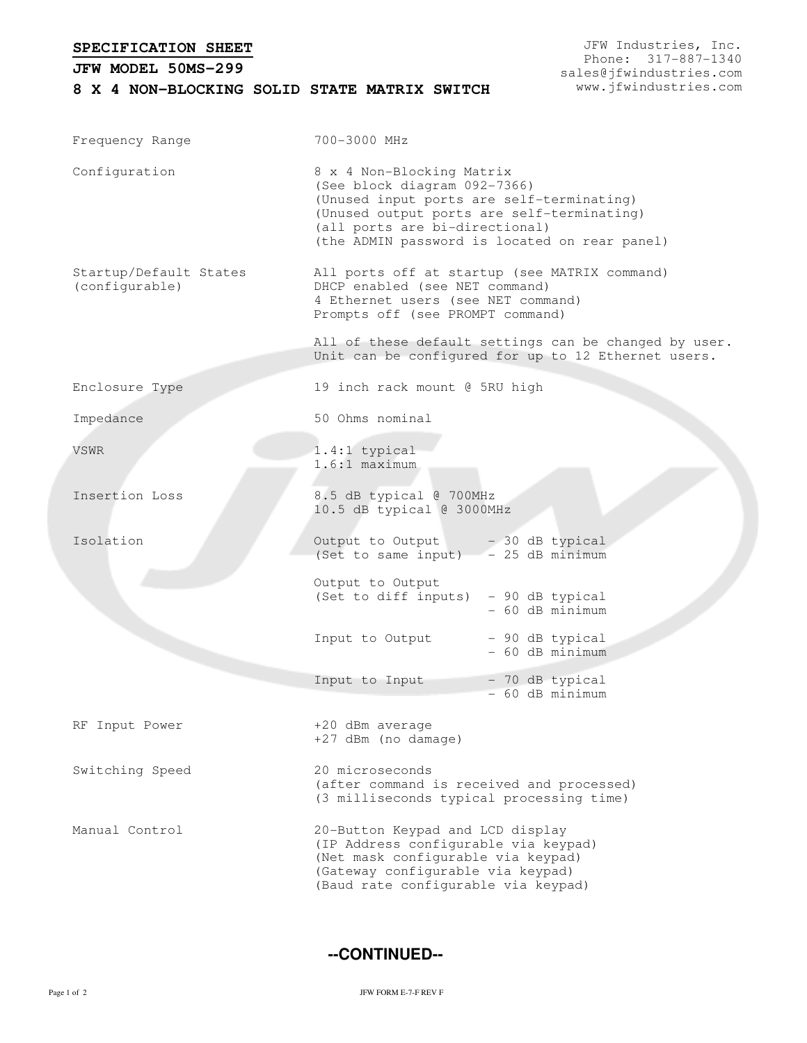**SPECIFICATION SHEET**

**JFW MODEL 50MS-299**

**8 X 4 NON-BLOCKING SOLID STATE MATRIX SWITCH**

JFW Industries, Inc.
Phone: 317-887-1340
sales@jfwindustries.com
www.jfwindustries.com

| | |
|---|---|
| Frequency Range | 700-3000 MHz |
| Configuration | 8 x 4 Non-Blocking Matrix<br>(See block diagram 092-7366)<br>(Unused input ports are self-terminating)<br>(Unused output ports are self-terminating)<br>(all ports are bi-directional)<br>(the ADMIN password is located on rear panel) |
| Startup/Default States (configurable) | All ports off at startup (see MATRIX command)<br>DHCP enabled (see NET command)<br>4 Ethernet users (see NET command)<br>Prompts off (see PROMPT command)<br><br>All of these default settings can be changed by user.<br>Unit can be configured for up to 12 Ethernet users. |
| Enclosure Type | 19 inch rack mount @ 5RU high |
| Impedance | 50 Ohms nominal |
| VSWR | 1.4:1 typical<br>1.6:1 maximum |
| Insertion Loss | 8.5 dB typical @ 700MHz<br>10.5 dB typical @ 3000MHz |
| Isolation | Output to Output (Set to same input) - 30 dB typical, - 25 dB minimum<br><br>Output to Output (Set to diff inputs) - 90 dB typical, - 60 dB minimum<br><br>Input to Output - 90 dB typical, - 60 dB minimum<br><br>Input to Input - 70 dB typical, - 60 dB minimum |
| RF Input Power | +20 dBm average<br>+27 dBm (no damage) |
| Switching Speed | 20 microseconds<br>(after command is received and processed)<br>(3 milliseconds typical processing time) |
| Manual Control | 20-Button Keypad and LCD display<br>(IP Address configurable via keypad)<br>(Net mask configurable via keypad)<br>(Gateway configurable via keypad)<br>(Baud rate configurable via keypad) |

**--CONTINUED--**

JFW FORM E-7-F REV F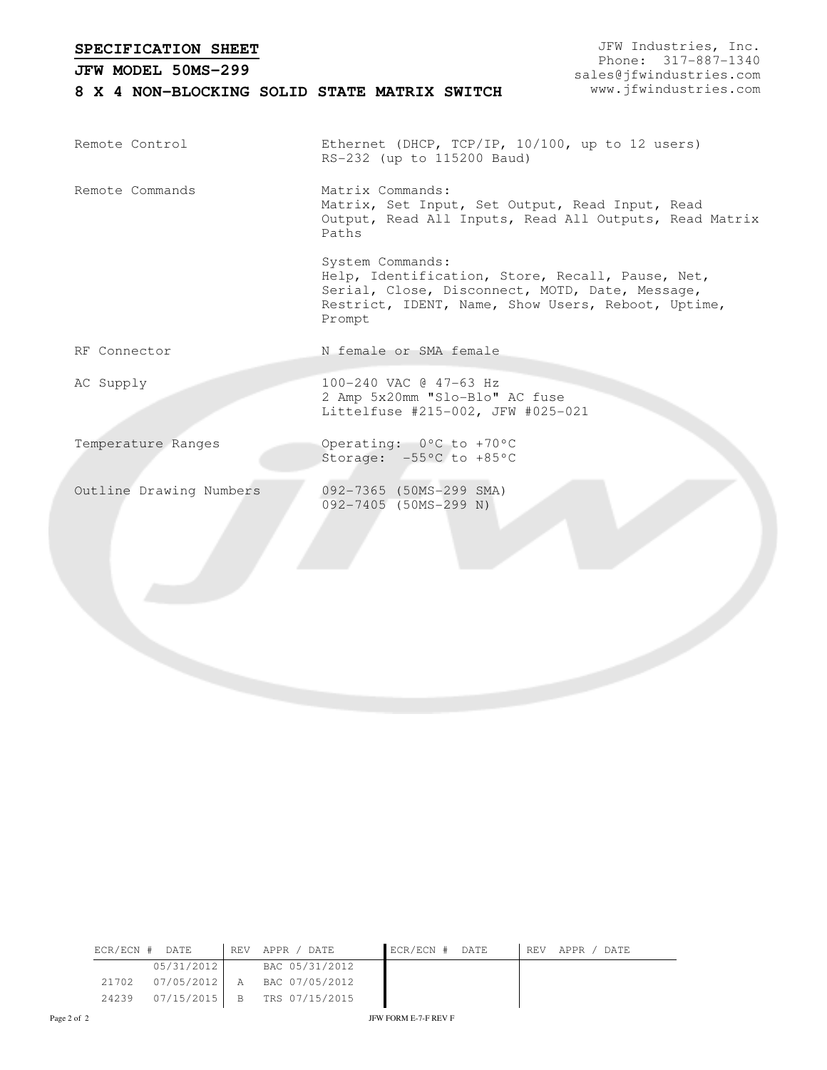**SPECIFICATION SHEET**

**JFW MODEL 50MS-299**

**8 X 4 NON-BLOCKING SOLID STATE MATRIX SWITCH**

JFW Industries, Inc.
Phone: 317-887-1340
sales@jfwindustries.com
www.jfwindustries.com

| | |
|---|---|
| Remote Control | Ethernet (DHCP, TCP/IP, 10/100, up to 12 users)<br>RS-232 (up to 115200 Baud) |
| Remote Commands | Matrix Commands:<br>Matrix, Set Input, Set Output, Read Input, Read Output, Read All Inputs, Read All Outputs, Read Matrix Paths<br><br>System Commands:<br>Help, Identification, Store, Recall, Pause, Net, Serial, Close, Disconnect, MOTD, Date, Message, Restrict, IDENT, Name, Show Users, Reboot, Uptime, Prompt |
| RF Connector | N female or SMA female |
| AC Supply | 100-240 VAC @ 47-63 Hz<br>2 Amp 5x20mm "Slo-Blo" AC fuse<br>Littelfuse #215-002, JFW #025-021 |
| Temperature Ranges | Operating: 0°C to +70°C<br>Storage: -55°C to +85°C |
| Outline Drawing Numbers | 092-7365 (50MS-299 SMA)<br>092-7405 (50MS-299 N) |

| ECR/ECN # | DATE | REV | APPR / DATE | ECR/ECN # | DATE | REV | APPR / DATE |
|---|---|---|---|---|---|---|---|
| | 05/31/2012 | | BAC 05/31/2012 | | | | |
| 21702 | 07/05/2012 | A | BAC 07/05/2012 | | | | |
| 24239 | 07/15/2015 | B | TRS 07/15/2015 | | | | |

JFW FORM E-7-F REV F